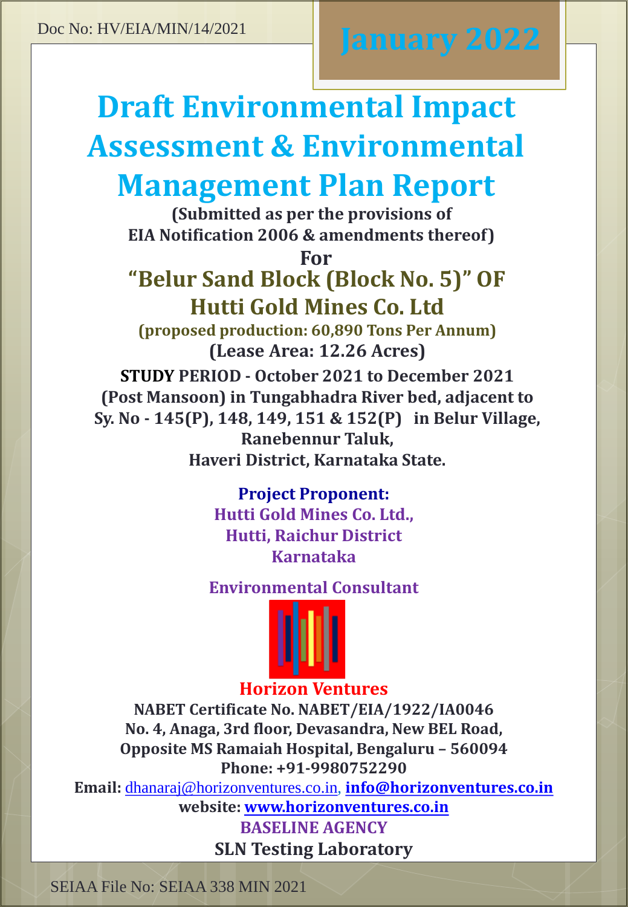Doc No: HV/EIA/MIN/14/2021

**January 2022**

# Draft Environmental Impact Assessment & Environmental Management Plan Report

**(Submitted as per the provisions of EIA Notification 2006 & amendments thereof)**

**For**

## "Belur Sand Block (Block No. 5)" OF Hutti Gold Mines Co. Ltd

**(proposed production: 60,890 Tons Per Annum)**

**(Lease Area: 12.26 Acres)**

**STUDY PERIOD - October 2021 to December 2021 (Post Mansoon) in Tungabhadra River bed, adjacent to Sy. No - 145(P), 148, 149, 151 & 152(P) in Belur Village, Ranebennur Taluk, Haveri District, Karnataka State.**

**Project Proponent:**

**Hutti Gold Mines Co. Ltd.,**
**Hutti, Raichur District**
**Karnataka**

**Environmental Consultant**

**Horizon Ventures**

**NABET Certificate No. NABET/EIA/1922/IA0046**
**No. 4, Anaga, 3rd floor, Devasandra, New BEL Road,**
**Opposite MS Ramaiah Hospital, Bengaluru – 560094**
**Phone: +91-9980752290**
**Email:** dhanaraj@horizonventures.co.in, **info@horizonventures.co.in**
**website: www.horizonventures.co.in**

**BASELINE AGENCY**

**SLN Testing Laboratory**

SEIAA File No: SEIAA 338 MIN 2021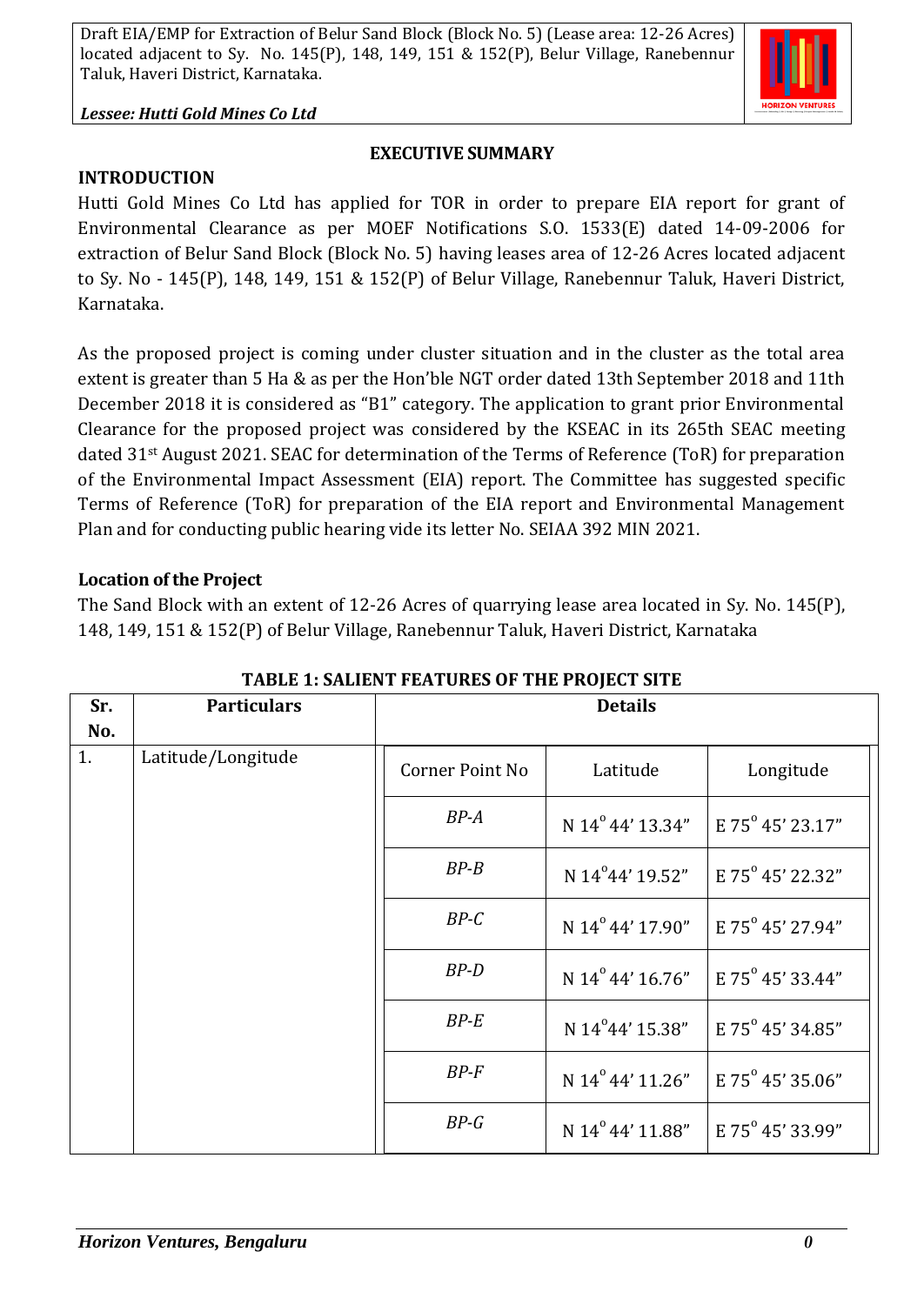## EXECUTIVE SUMMARY

### INTRODUCTION

Hutti Gold Mines Co Ltd has applied for TOR in order to prepare EIA report for grant of Environmental Clearance as per MOEF Notifications S.O. 1533(E) dated 14-09-2006 for extraction of Belur Sand Block (Block No. 5) having leases area of 12-26 Acres located adjacent to Sy. No - 145(P), 148, 149, 151 & 152(P) of Belur Village, Ranebennur Taluk, Haveri District, Karnataka.

As the proposed project is coming under cluster situation and in the cluster as the total area extent is greater than 5 Ha & as per the Hon'ble NGT order dated 13th September 2018 and 11th December 2018 it is considered as "B1" category. The application to grant prior Environmental Clearance for the proposed project was considered by the KSEAC in its 265th SEAC meeting dated 31st August 2021. SEAC for determination of the Terms of Reference (ToR) for preparation of the Environmental Impact Assessment (EIA) report. The Committee has suggested specific Terms of Reference (ToR) for preparation of the EIA report and Environmental Management Plan and for conducting public hearing vide its letter No. SEIAA 392 MIN 2021.

### Location of the Project

The Sand Block with an extent of 12-26 Acres of quarrying lease area located in Sy. No. 145(P), 148, 149, 151 & 152(P) of Belur Village, Ranebennur Taluk, Haveri District, Karnataka

**TABLE 1: SALIENT FEATURES OF THE PROJECT SITE**

| Sr. No. | Particulars | Details | | |
|---|---|---|---|---|
| 1. | Latitude/Longitude | Corner Point No | Latitude | Longitude |
| | | *BP-A* | N 14° 44' 13.34" | E 75° 45' 23.17" |
| | | *BP-B* | N 14°44' 19.52" | E 75° 45' 22.32" |
| | | *BP-C* | N 14° 44' 17.90" | E 75° 45' 27.94" |
| | | *BP-D* | N 14° 44' 16.76" | E 75° 45' 33.44" |
| | | *BP-E* | N 14°44' 15.38" | E 75° 45' 34.85" |
| | | *BP-F* | N 14° 44' 11.26" | E 75° 45' 35.06" |
| | | *BP-G* | N 14° 44' 11.88" | E 75° 45' 33.99" |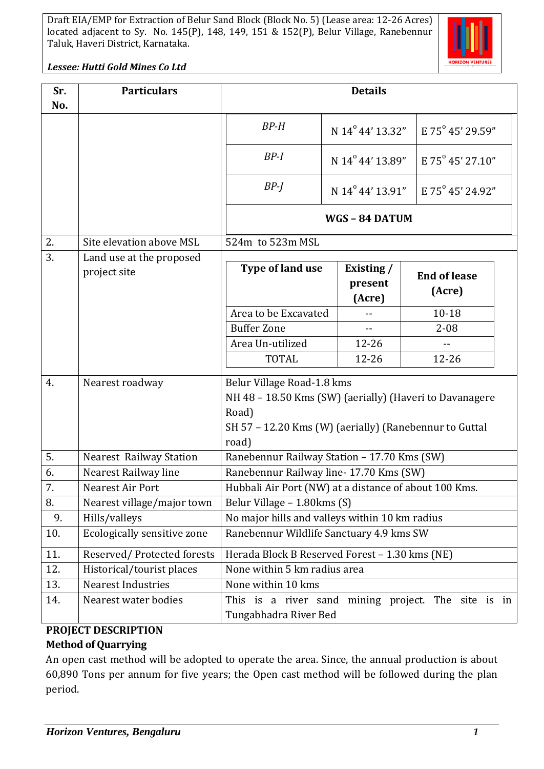| Sr. No. | Particulars | Details |
|---|---|---|
| | | *BP-H* — N 14° 44' 13.32" — E 75° 45' 29.59"<br>*BP-I* — N 14° 44' 13.89" — E 75° 45' 27.10"<br>*BP-J* — N 14° 44' 13.91" — E 75° 45' 24.92"<br>**WGS – 84 DATUM** |
| 2. | Site elevation above MSL | 524m to 523m MSL |
| 3. | Land use at the proposed project site | See table below |
| 4. | Nearest roadway | Belur Village Road-1.8 kms<br>NH 48 – 18.50 Kms (SW) (aerially) (Haveri to Davanagere Road)<br>SH 57 – 12.20 Kms (W) (aerially) (Ranebennur to Guttal road) |
| 5. | Nearest Railway Station | Ranebennur Railway Station – 17.70 Kms (SW) |
| 6. | Nearest Railway line | Ranebennur Railway line- 17.70 Kms (SW) |
| 7. | Nearest Air Port | Hubbali Air Port (NW) at a distance of about 100 Kms. |
| 8. | Nearest village/major town | Belur Village – 1.80kms (S) |
| 9. | Hills/valleys | No major hills and valleys within 10 km radius |
| 10. | Ecologically sensitive zone | Ranebennur Wildlife Sanctuary 4.9 kms SW |
| 11. | Reserved/ Protected forests | Herada Block B Reserved Forest – 1.30 kms (NE) |
| 12. | Historical/tourist places | None within 5 km radius area |
| 13. | Nearest Industries | None within 10 kms |
| 14. | Nearest water bodies | This is a river sand mining project. The site is in Tungabhadra River Bed |

Land use at the proposed project site (Sr. No. 3):

| Type of land use | Existing / present (Acre) | End of lease (Acre) |
|---|---|---|
| Area to be Excavated | -- | 10-18 |
| Buffer Zone | -- | 2-08 |
| Area Un-utilized | 12-26 | -- |
| TOTAL | 12-26 | 12-26 |

**PROJECT DESCRIPTION**

**Method of Quarrying**

An open cast method will be adopted to operate the area. Since, the annual production is about 60,890 Tons per annum for five years; the Open cast method will be followed during the plan period.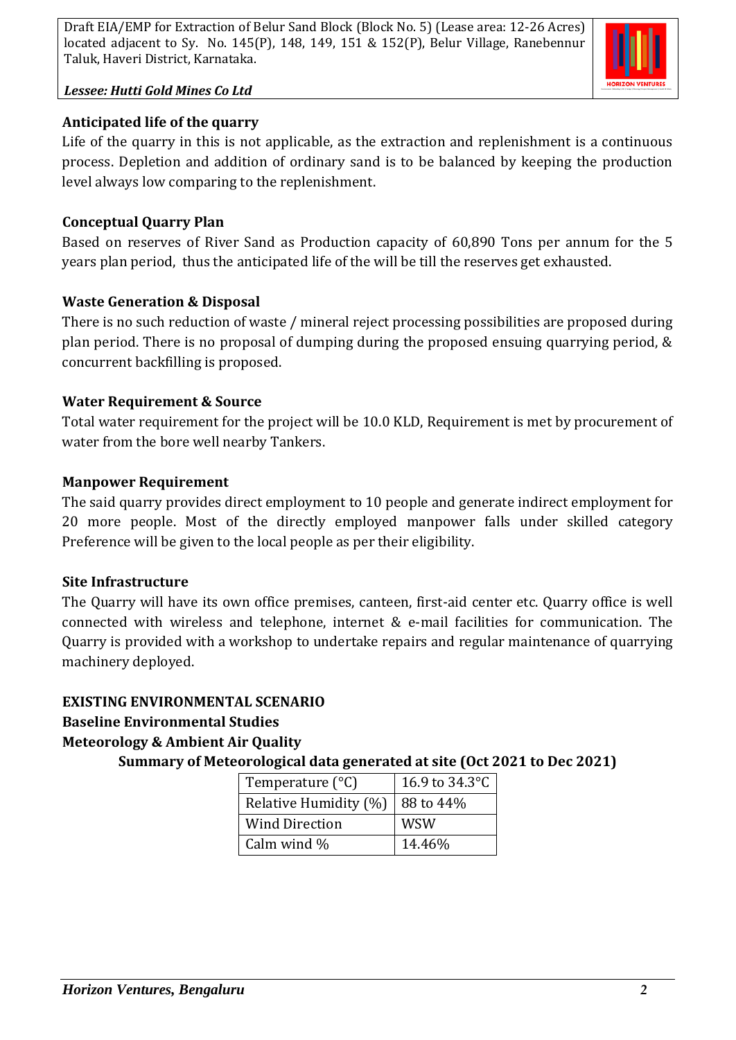### Anticipated life of the quarry

Life of the quarry in this is not applicable, as the extraction and replenishment is a continuous process. Depletion and addition of ordinary sand is to be balanced by keeping the production level always low comparing to the replenishment.

### Conceptual Quarry Plan

Based on reserves of River Sand as Production capacity of 60,890 Tons per annum for the 5 years plan period, thus the anticipated life of the will be till the reserves get exhausted.

### Waste Generation & Disposal

There is no such reduction of waste / mineral reject processing possibilities are proposed during plan period. There is no proposal of dumping during the proposed ensuing quarrying period, & concurrent backfilling is proposed.

### Water Requirement & Source

Total water requirement for the project will be 10.0 KLD, Requirement is met by procurement of water from the bore well nearby Tankers.

### Manpower Requirement

The said quarry provides direct employment to 10 people and generate indirect employment for 20 more people. Most of the directly employed manpower falls under skilled category Preference will be given to the local people as per their eligibility.

### Site Infrastructure

The Quarry will have its own office premises, canteen, first-aid center etc. Quarry office is well connected with wireless and telephone, internet & e-mail facilities for communication. The Quarry is provided with a workshop to undertake repairs and regular maintenance of quarrying machinery deployed.

## EXISTING ENVIRONMENTAL SCENARIO

### Baseline Environmental Studies

### Meteorology & Ambient Air Quality

**Summary of Meteorological data generated at site (Oct 2021 to Dec 2021)**

| Temperature (°C) | 16.9 to 34.3°C |
|---|---|
| Relative Humidity (%) | 88 to 44% |
| Wind Direction | WSW |
| Calm wind % | 14.46% |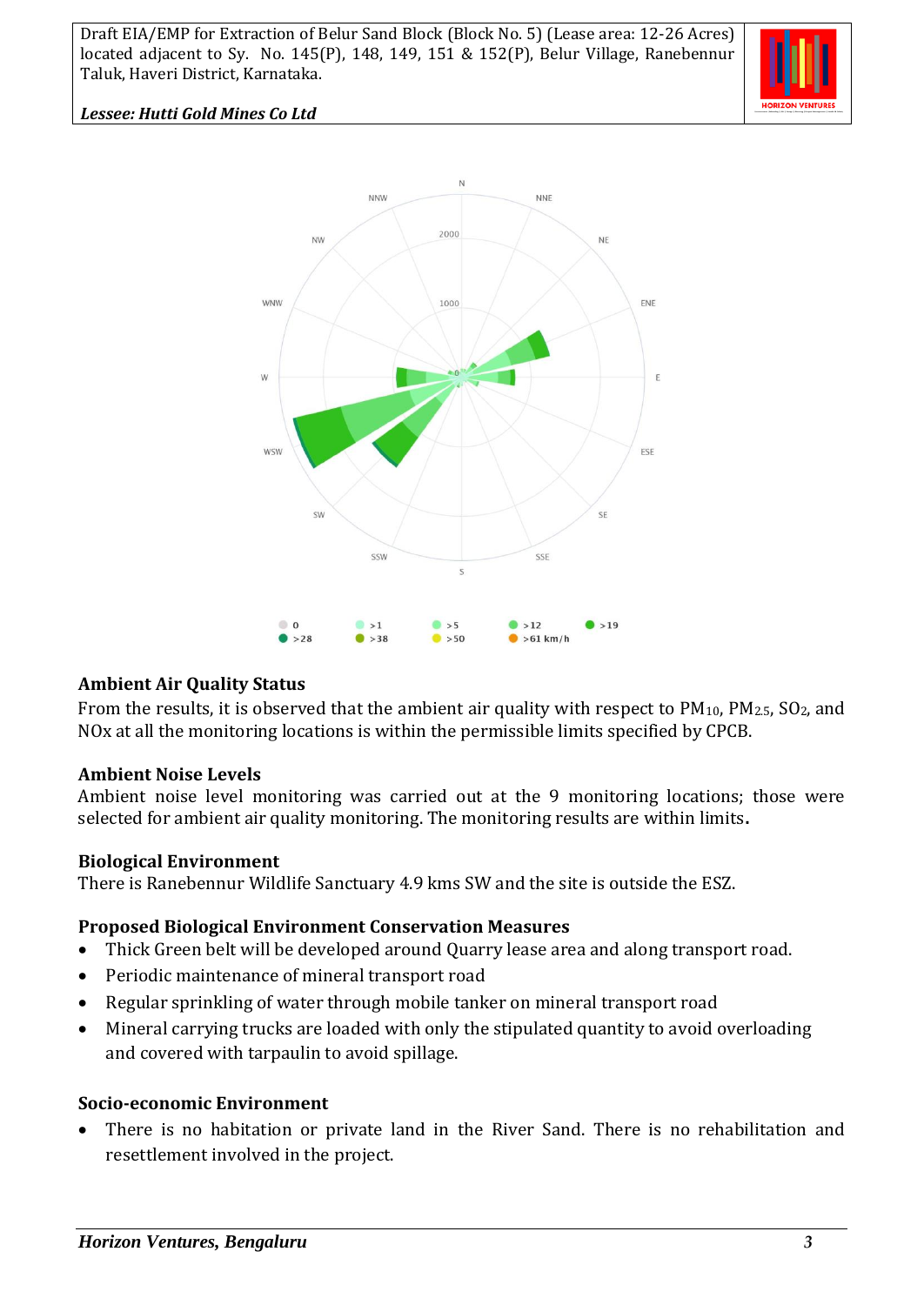## Ambient Air Quality Status

From the results, it is observed that the ambient air quality with respect to $PM_{10}$, $PM_{2.5}$, $SO_2$, and NOx at all the monitoring locations is within the permissible limits specified by CPCB.

## Ambient Noise Levels

Ambient noise level monitoring was carried out at the 9 monitoring locations; those were selected for ambient air quality monitoring. The monitoring results are within limits.

## Biological Environment

There is Ranebennur Wildlife Sanctuary 4.9 kms SW and the site is outside the ESZ.

## Proposed Biological Environment Conservation Measures

- Thick Green belt will be developed around Quarry lease area and along transport road.
- Periodic maintenance of mineral transport road
- Regular sprinkling of water through mobile tanker on mineral transport road
- Mineral carrying trucks are loaded with only the stipulated quantity to avoid overloading and covered with tarpaulin to avoid spillage.

## Socio-economic Environment

- There is no habitation or private land in the River Sand. There is no rehabilitation and resettlement involved in the project.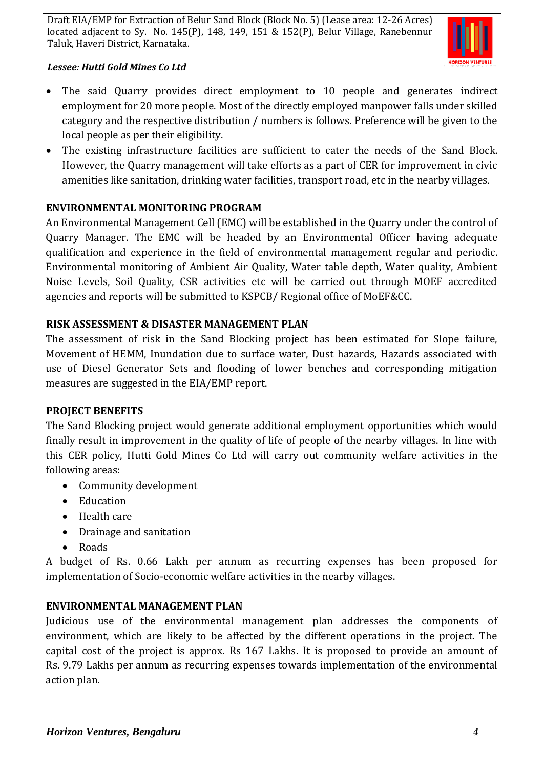- The said Quarry provides direct employment to 10 people and generates indirect employment for 20 more people. Most of the directly employed manpower falls under skilled category and the respective distribution / numbers is follows. Preference will be given to the local people as per their eligibility.
- The existing infrastructure facilities are sufficient to cater the needs of the Sand Block. However, the Quarry management will take efforts as a part of CER for improvement in civic amenities like sanitation, drinking water facilities, transport road, etc in the nearby villages.

**ENVIRONMENTAL MONITORING PROGRAM**

An Environmental Management Cell (EMC) will be established in the Quarry under the control of Quarry Manager. The EMC will be headed by an Environmental Officer having adequate qualification and experience in the field of environmental management regular and periodic. Environmental monitoring of Ambient Air Quality, Water table depth, Water quality, Ambient Noise Levels, Soil Quality, CSR activities etc will be carried out through MOEF accredited agencies and reports will be submitted to KSPCB/ Regional office of MoEF&CC.

**RISK ASSESSMENT & DISASTER MANAGEMENT PLAN**

The assessment of risk in the Sand Blocking project has been estimated for Slope failure, Movement of HEMM, Inundation due to surface water, Dust hazards, Hazards associated with use of Diesel Generator Sets and flooding of lower benches and corresponding mitigation measures are suggested in the EIA/EMP report.

**PROJECT BENEFITS**

The Sand Blocking project would generate additional employment opportunities which would finally result in improvement in the quality of life of people of the nearby villages. In line with this CER policy, Hutti Gold Mines Co Ltd will carry out community welfare activities in the following areas:

- Community development
- Education
- Health care
- Drainage and sanitation
- Roads

A budget of Rs. 0.66 Lakh per annum as recurring expenses has been proposed for implementation of Socio-economic welfare activities in the nearby villages.

**ENVIRONMENTAL MANAGEMENT PLAN**

Judicious use of the environmental management plan addresses the components of environment, which are likely to be affected by the different operations in the project. The capital cost of the project is approx. Rs 167 Lakhs. It is proposed to provide an amount of Rs. 9.79 Lakhs per annum as recurring expenses towards implementation of the environmental action plan.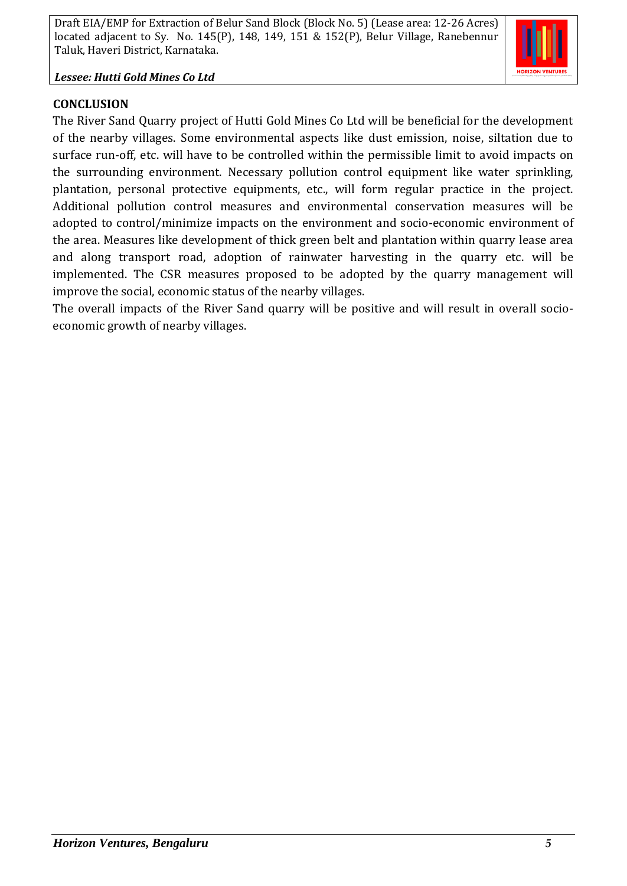## CONCLUSION

The River Sand Quarry project of Hutti Gold Mines Co Ltd will be beneficial for the development of the nearby villages. Some environmental aspects like dust emission, noise, siltation due to surface run-off, etc. will have to be controlled within the permissible limit to avoid impacts on the surrounding environment. Necessary pollution control equipment like water sprinkling, plantation, personal protective equipments, etc., will form regular practice in the project. Additional pollution control measures and environmental conservation measures will be adopted to control/minimize impacts on the environment and socio-economic environment of the area. Measures like development of thick green belt and plantation within quarry lease area and along transport road, adoption of rainwater harvesting in the quarry etc. will be implemented. The CSR measures proposed to be adopted by the quarry management will improve the social, economic status of the nearby villages.

The overall impacts of the River Sand quarry will be positive and will result in overall socio-economic growth of nearby villages.